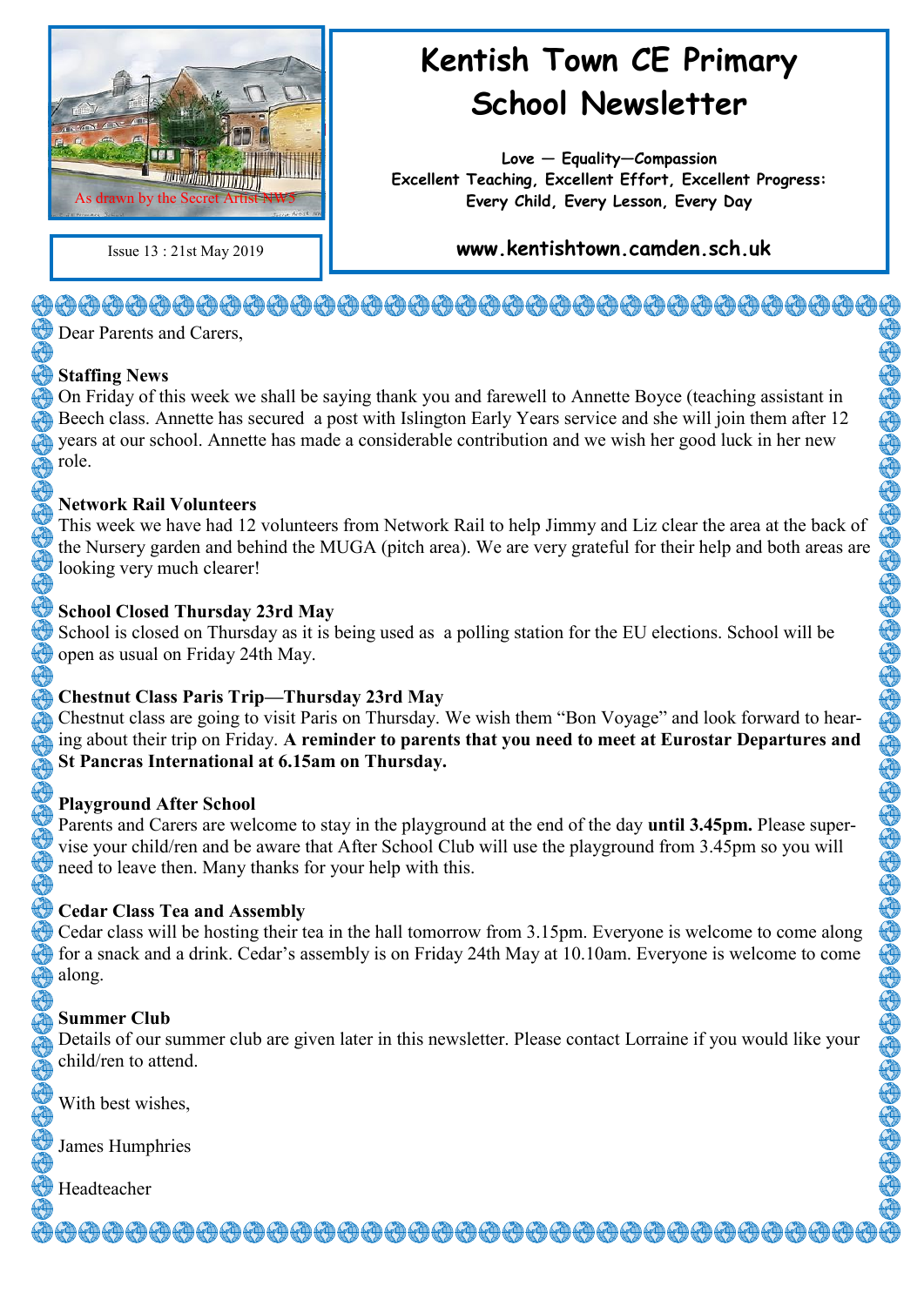# Kentish Town CE Primary School Newsletter

As drawn by the Secret Artist NW5

Issue 13 : 21st May 2019

**Love — Equality—Compassion**
**Excellent Teaching, Excellent Effort, Excellent Progress:**
**Every Child, Every Lesson, Every Day**

**www.kentishtown.camden.sch.uk**

Dear Parents and Carers,

**Staffing News**

On Friday of this week we shall be saying thank you and farewell to Annette Boyce (teaching assistant in Beech class. Annette has secured a post with Islington Early Years service and she will join them after 12 years at our school. Annette has made a considerable contribution and we wish her good luck in her new role.

**Network Rail Volunteers**

This week we have had 12 volunteers from Network Rail to help Jimmy and Liz clear the area at the back of the Nursery garden and behind the MUGA (pitch area). We are very grateful for their help and both areas are looking very much clearer!

**School Closed Thursday 23rd May**

School is closed on Thursday as it is being used as a polling station for the EU elections. School will be open as usual on Friday 24th May.

**Chestnut Class Paris Trip—Thursday 23rd May**

Chestnut class are going to visit Paris on Thursday. We wish them "Bon Voyage" and look forward to hearing about their trip on Friday. **A reminder to parents that you need to meet at Eurostar Departures and St Pancras International at 6.15am on Thursday.**

**Playground After School**

Parents and Carers are welcome to stay in the playground at the end of the day **until 3.45pm.** Please supervise your child/ren and be aware that After School Club will use the playground from 3.45pm so you will need to leave then. Many thanks for your help with this.

**Cedar Class Tea and Assembly**

Cedar class will be hosting their tea in the hall tomorrow from 3.15pm. Everyone is welcome to come along for a snack and a drink. Cedar's assembly is on Friday 24th May at 10.10am. Everyone is welcome to come along.

**Summer Club**

Details of our summer club are given later in this newsletter. Please contact Lorraine if you would like your child/ren to attend.

With best wishes,

James Humphries

Headteacher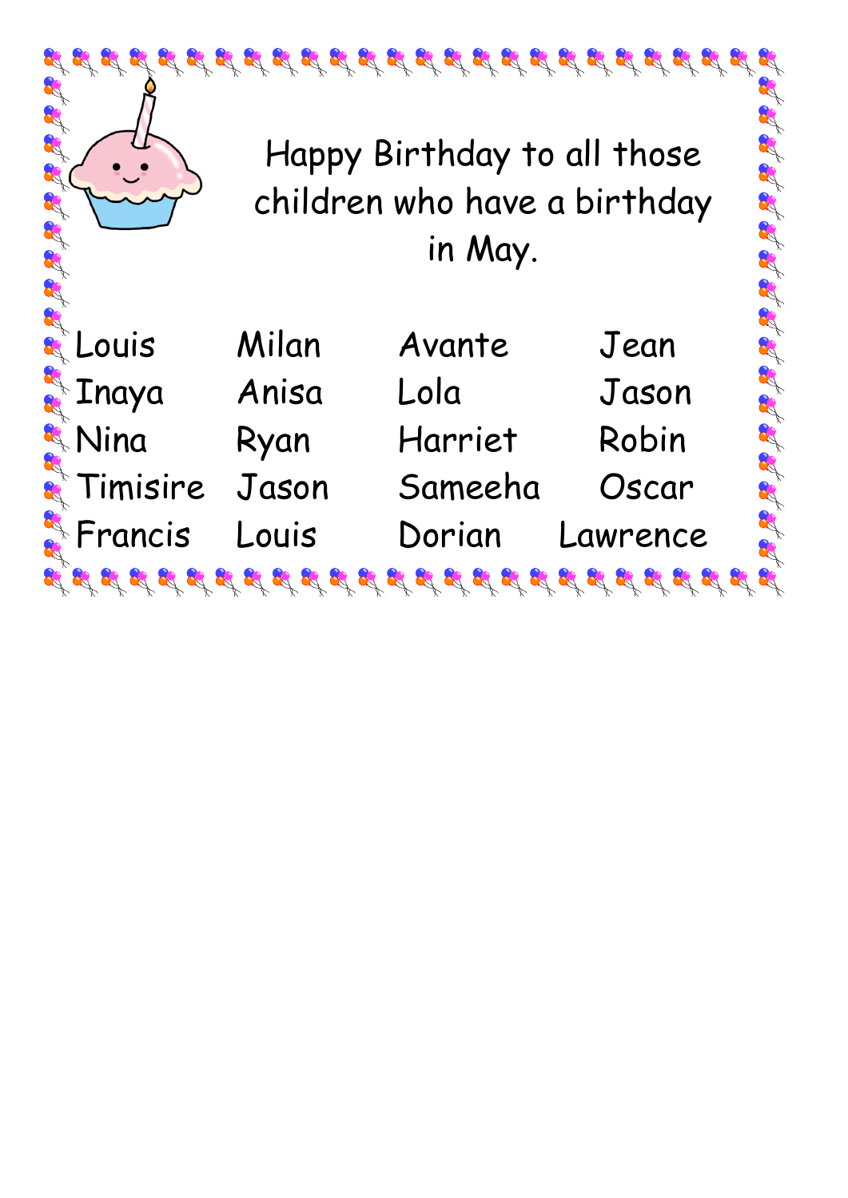Happy Birthday to all those children who have a birthday in May.

| Louis | Milan | Avante | Jean |
| --- | --- | --- | --- |
| Inaya | Anisa | Lola | Jason |
| Nina | Ryan | Harriet | Robin |
| Timisire | Jason | Sameeha | Oscar |
| Francis | Louis | Dorian | Lawrence |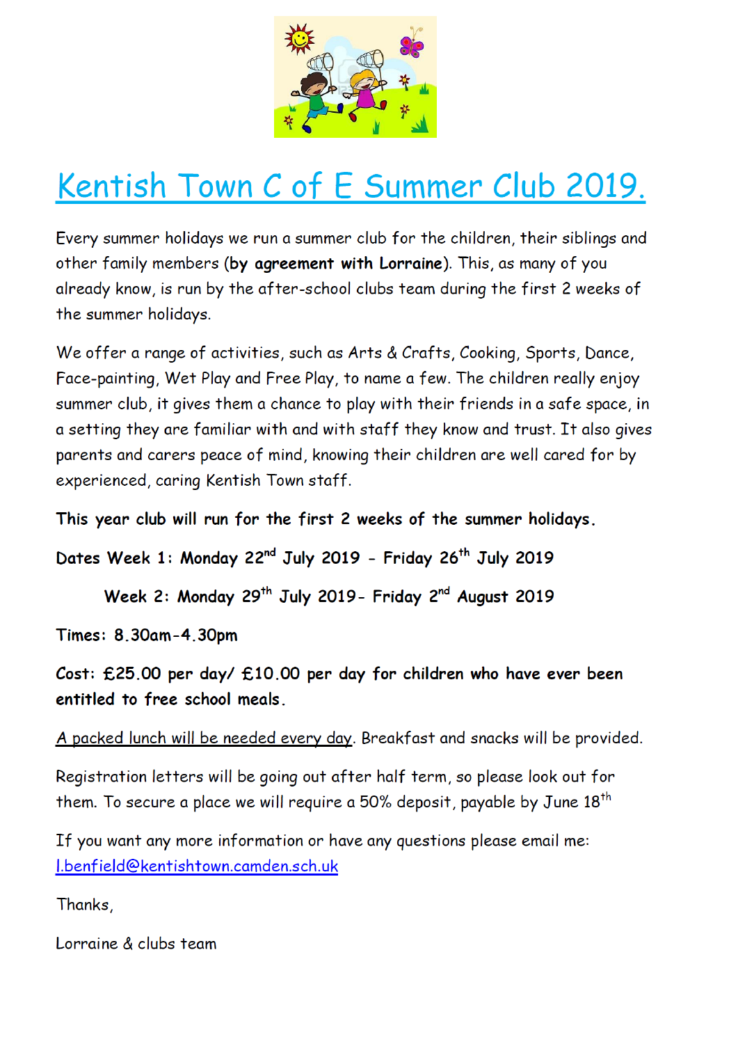# Kentish Town C of E Summer Club 2019.

Every summer holidays we run a summer club for the children, their siblings and other family members (**by agreement with Lorraine**). This, as many of you already know, is run by the after-school clubs team during the first 2 weeks of the summer holidays.

We offer a range of activities, such as Arts & Crafts, Cooking, Sports, Dance, Face-painting, Wet Play and Free Play, to name a few. The children really enjoy summer club, it gives them a chance to play with their friends in a safe space, in a setting they are familiar with and with staff they know and trust. It also gives parents and carers peace of mind, knowing their children are well cared for by experienced, caring Kentish Town staff.

**This year club will run for the first 2 weeks of the summer holidays.**

**Dates Week 1: Monday 22nd July 2019 - Friday 26th July 2019**

**Week 2: Monday 29th July 2019- Friday 2nd August 2019**

**Times: 8.30am-4.30pm**

**Cost: £25.00 per day/ £10.00 per day for children who have ever been entitled to free school meals.**

A packed lunch will be needed every day. Breakfast and snacks will be provided.

Registration letters will be going out after half term, so please look out for them. To secure a place we will require a 50% deposit, payable by June 18th

If you want any more information or have any questions please email me: l.benfield@kentishtown.camden.sch.uk

Thanks,

Lorraine & clubs team